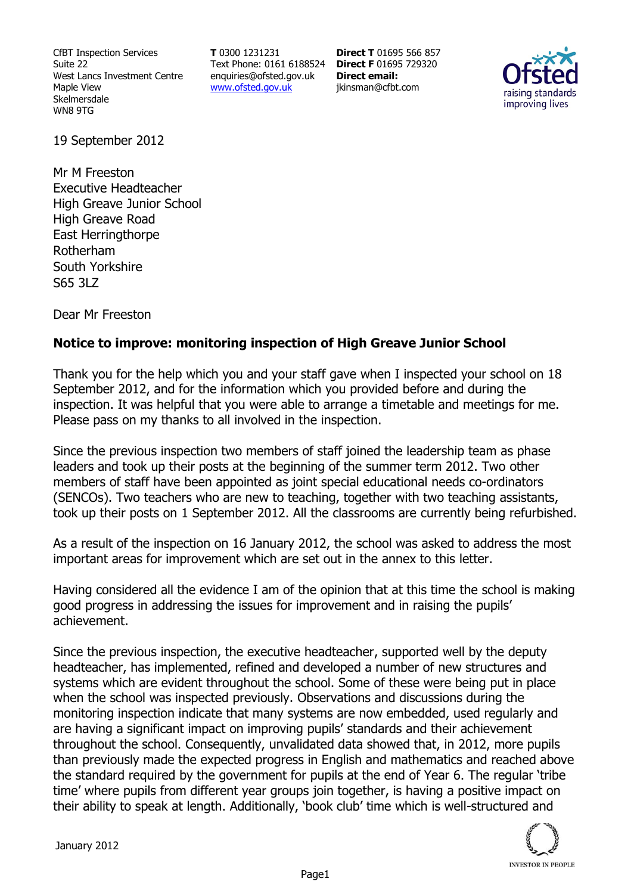CfBT Inspection Services
Suite 22
West Lancs Investment Centre
Maple View
Skelmersdale
WN8 9TG

**T** 0300 1231231
Text Phone: 0161 6188524
enquiries@ofsted.gov.uk
www.ofsted.gov.uk

**Direct T** 01695 566 857
**Direct F** 01695 729320
**Direct email:**
jkinsman@cfbt.com

19 September 2012

Mr M Freeston
Executive Headteacher
High Greave Junior School
High Greave Road
East Herringthorpe
Rotherham
South Yorkshire
S65 3LZ

Dear Mr Freeston

**Notice to improve: monitoring inspection of High Greave Junior School**

Thank you for the help which you and your staff gave when I inspected your school on 18 September 2012, and for the information which you provided before and during the inspection. It was helpful that you were able to arrange a timetable and meetings for me. Please pass on my thanks to all involved in the inspection.

Since the previous inspection two members of staff joined the leadership team as phase leaders and took up their posts at the beginning of the summer term 2012. Two other members of staff have been appointed as joint special educational needs co-ordinators (SENCOs). Two teachers who are new to teaching, together with two teaching assistants, took up their posts on 1 September 2012. All the classrooms are currently being refurbished.

As a result of the inspection on 16 January 2012, the school was asked to address the most important areas for improvement which are set out in the annex to this letter.

Having considered all the evidence I am of the opinion that at this time the school is making good progress in addressing the issues for improvement and in raising the pupils' achievement.

Since the previous inspection, the executive headteacher, supported well by the deputy headteacher, has implemented, refined and developed a number of new structures and systems which are evident throughout the school. Some of these were being put in place when the school was inspected previously. Observations and discussions during the monitoring inspection indicate that many systems are now embedded, used regularly and are having a significant impact on improving pupils' standards and their achievement throughout the school. Consequently, unvalidated data showed that, in 2012, more pupils than previously made the expected progress in English and mathematics and reached above the standard required by the government for pupils at the end of Year 6. The regular 'tribe time' where pupils from different year groups join together, is having a positive impact on their ability to speak at length. Additionally, 'book club' time which is well-structured and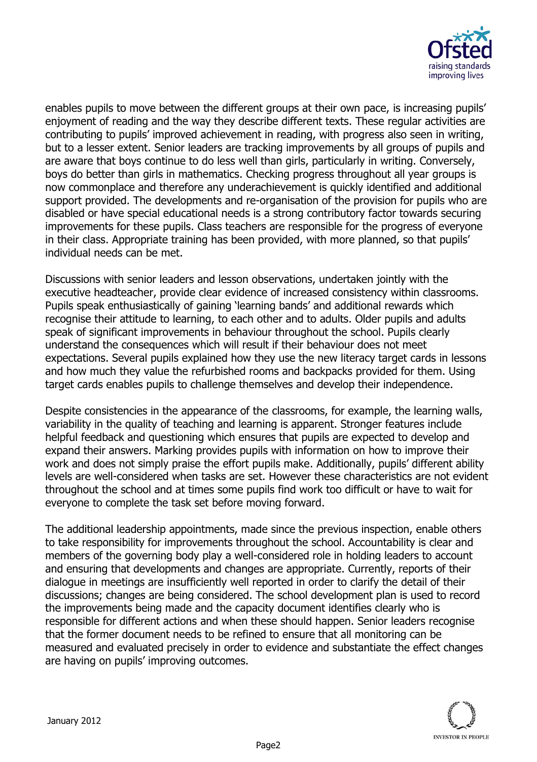enables pupils to move between the different groups at their own pace, is increasing pupils' enjoyment of reading and the way they describe different texts. These regular activities are contributing to pupils' improved achievement in reading, with progress also seen in writing, but to a lesser extent. Senior leaders are tracking improvements by all groups of pupils and are aware that boys continue to do less well than girls, particularly in writing. Conversely, boys do better than girls in mathematics. Checking progress throughout all year groups is now commonplace and therefore any underachievement is quickly identified and additional support provided. The developments and re-organisation of the provision for pupils who are disabled or have special educational needs is a strong contributory factor towards securing improvements for these pupils. Class teachers are responsible for the progress of everyone in their class. Appropriate training has been provided, with more planned, so that pupils' individual needs can be met.

Discussions with senior leaders and lesson observations, undertaken jointly with the executive headteacher, provide clear evidence of increased consistency within classrooms. Pupils speak enthusiastically of gaining 'learning bands' and additional rewards which recognise their attitude to learning, to each other and to adults. Older pupils and adults speak of significant improvements in behaviour throughout the school. Pupils clearly understand the consequences which will result if their behaviour does not meet expectations. Several pupils explained how they use the new literacy target cards in lessons and how much they value the refurbished rooms and backpacks provided for them. Using target cards enables pupils to challenge themselves and develop their independence.

Despite consistencies in the appearance of the classrooms, for example, the learning walls, variability in the quality of teaching and learning is apparent. Stronger features include helpful feedback and questioning which ensures that pupils are expected to develop and expand their answers. Marking provides pupils with information on how to improve their work and does not simply praise the effort pupils make. Additionally, pupils' different ability levels are well-considered when tasks are set. However these characteristics are not evident throughout the school and at times some pupils find work too difficult or have to wait for everyone to complete the task set before moving forward.

The additional leadership appointments, made since the previous inspection, enable others to take responsibility for improvements throughout the school. Accountability is clear and members of the governing body play a well-considered role in holding leaders to account and ensuring that developments and changes are appropriate. Currently, reports of their dialogue in meetings are insufficiently well reported in order to clarify the detail of their discussions; changes are being considered. The school development plan is used to record the improvements being made and the capacity document identifies clearly who is responsible for different actions and when these should happen. Senior leaders recognise that the former document needs to be refined to ensure that all monitoring can be measured and evaluated precisely in order to evidence and substantiate the effect changes are having on pupils' improving outcomes.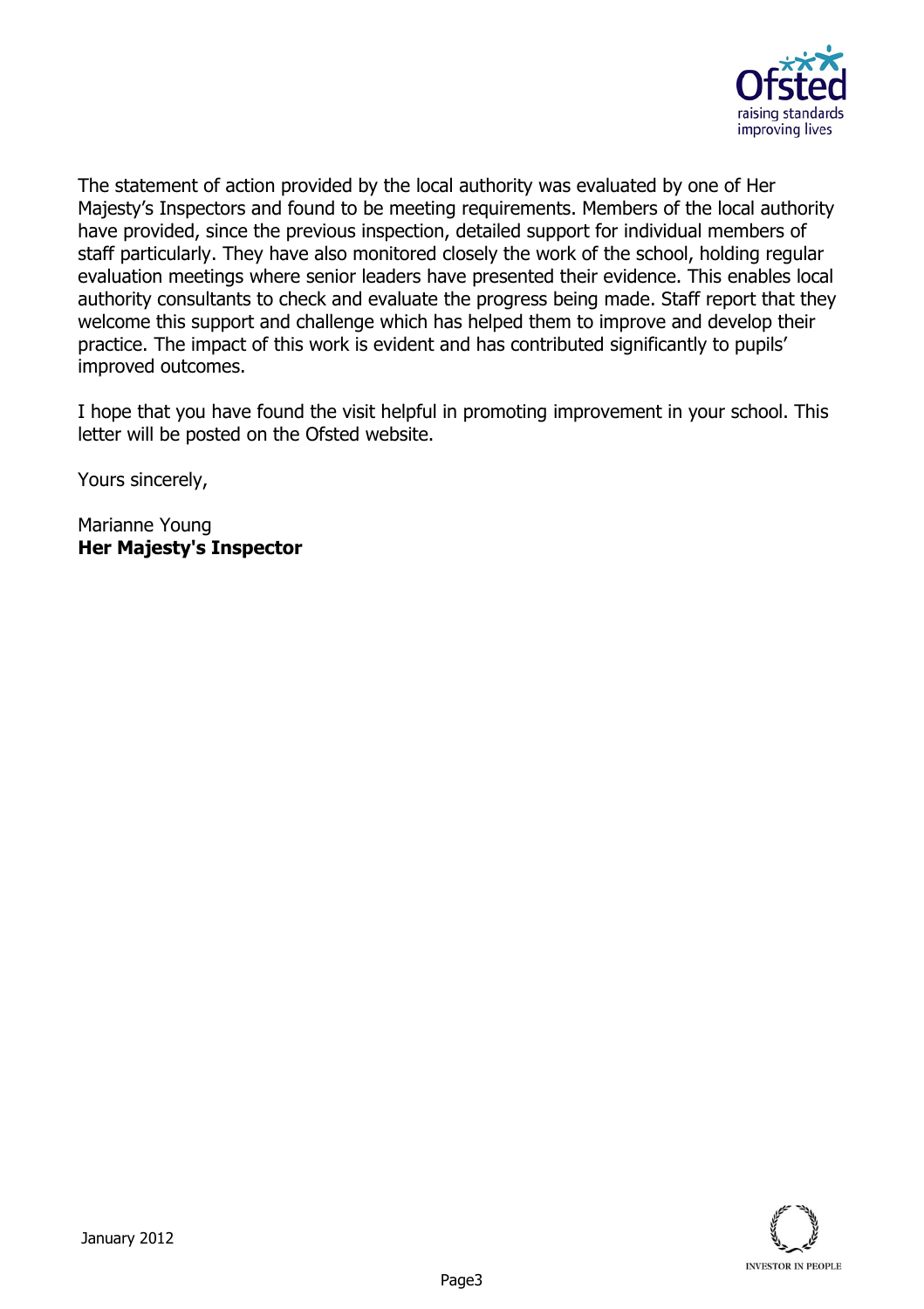The statement of action provided by the local authority was evaluated by one of Her Majesty's Inspectors and found to be meeting requirements. Members of the local authority have provided, since the previous inspection, detailed support for individual members of staff particularly. They have also monitored closely the work of the school, holding regular evaluation meetings where senior leaders have presented their evidence. This enables local authority consultants to check and evaluate the progress being made. Staff report that they welcome this support and challenge which has helped them to improve and develop their practice. The impact of this work is evident and has contributed significantly to pupils' improved outcomes.

I hope that you have found the visit helpful in promoting improvement in your school. This letter will be posted on the Ofsted website.

Yours sincerely,

Marianne Young
**Her Majesty's Inspector**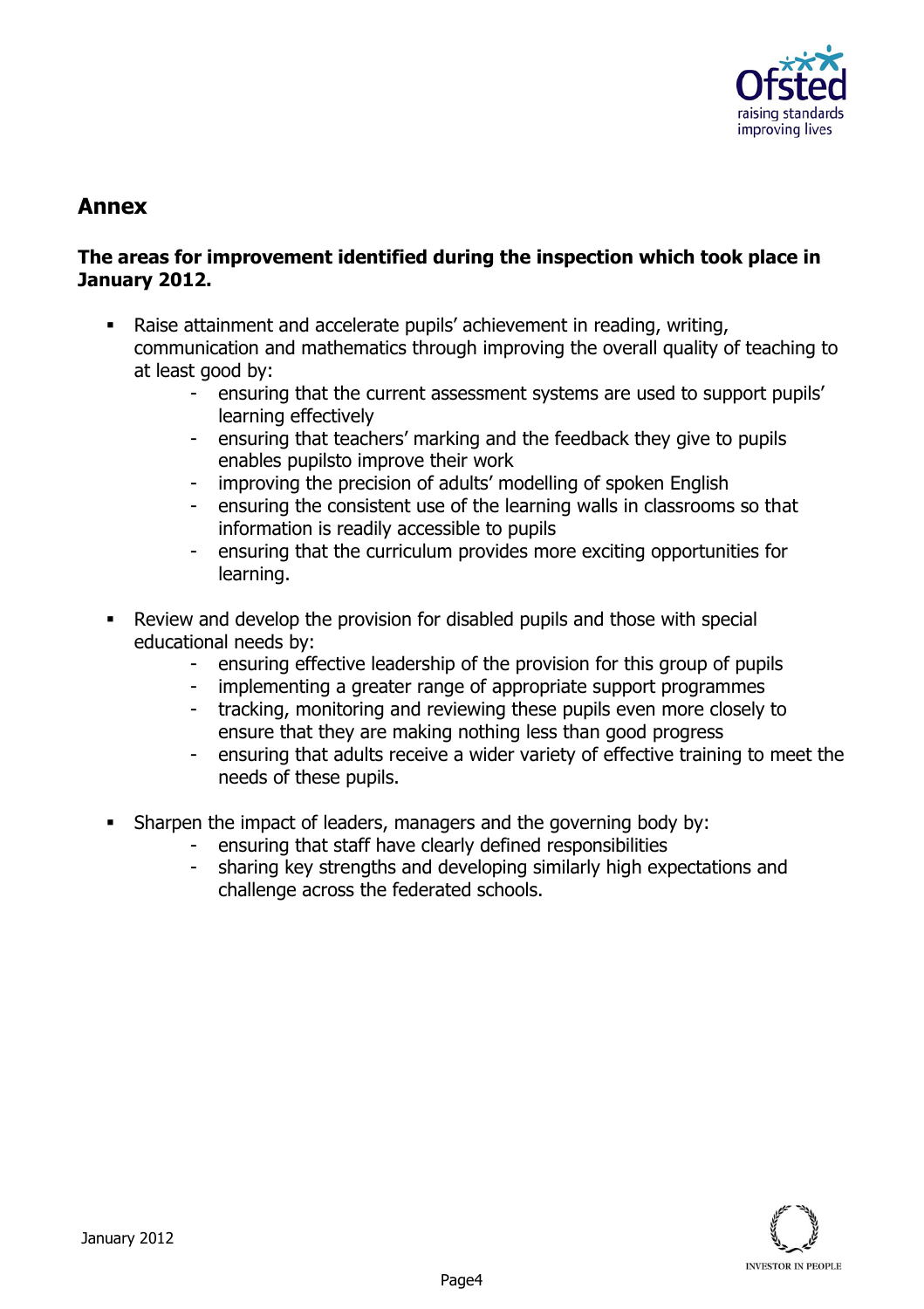## Annex

**The areas for improvement identified during the inspection which took place in January 2012.**

- Raise attainment and accelerate pupils' achievement in reading, writing, communication and mathematics through improving the overall quality of teaching to at least good by:
  - ensuring that the current assessment systems are used to support pupils' learning effectively
  - ensuring that teachers' marking and the feedback they give to pupils enables pupilsto improve their work
  - improving the precision of adults' modelling of spoken English
  - ensuring the consistent use of the learning walls in classrooms so that information is readily accessible to pupils
  - ensuring that the curriculum provides more exciting opportunities for learning.

- Review and develop the provision for disabled pupils and those with special educational needs by:
  - ensuring effective leadership of the provision for this group of pupils
  - implementing a greater range of appropriate support programmes
  - tracking, monitoring and reviewing these pupils even more closely to ensure that they are making nothing less than good progress
  - ensuring that adults receive a wider variety of effective training to meet the needs of these pupils.

- Sharpen the impact of leaders, managers and the governing body by:
  - ensuring that staff have clearly defined responsibilities
  - sharing key strengths and developing similarly high expectations and challenge across the federated schools.